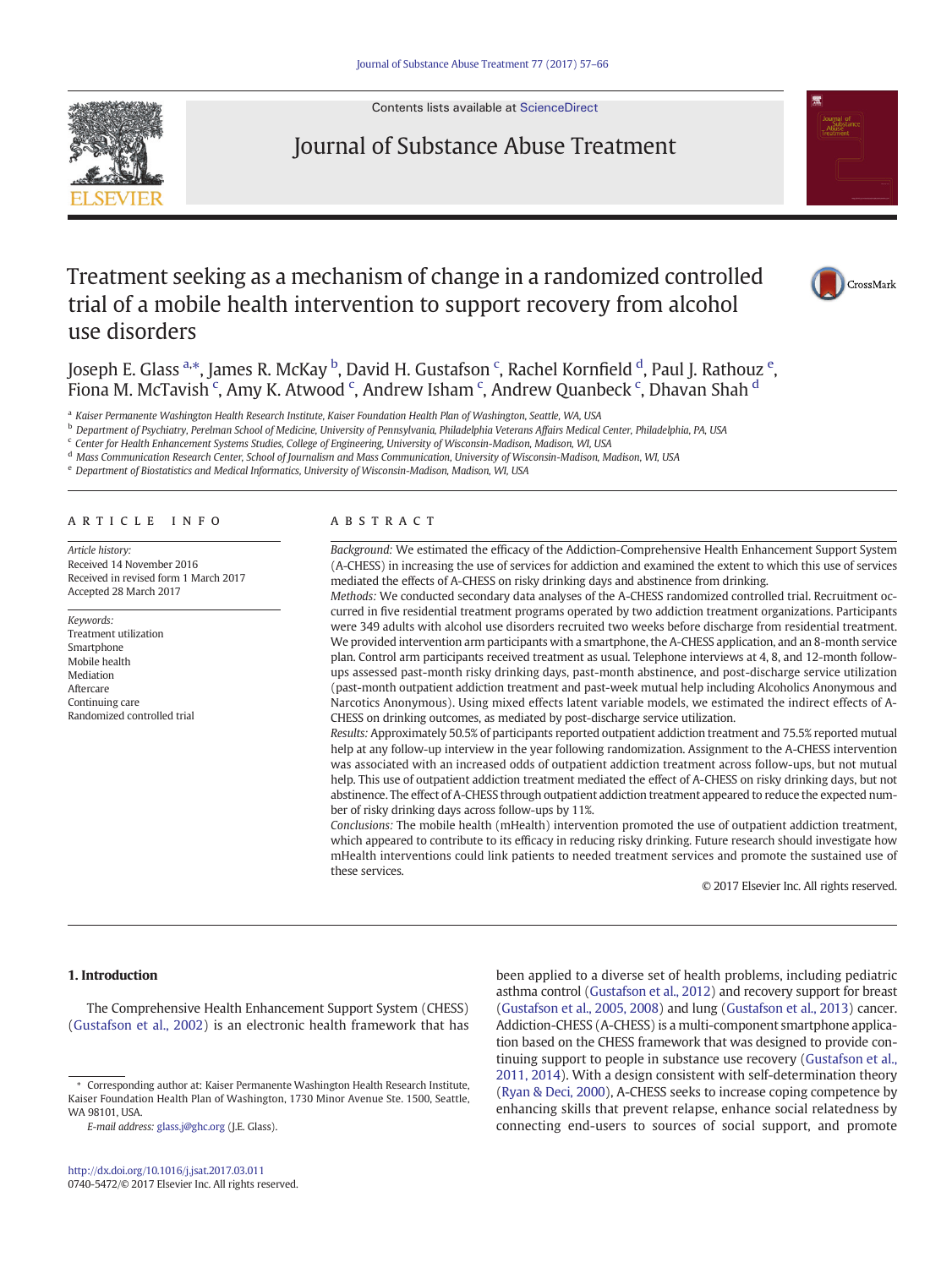# Treatment seeking as a mechanism of change in a randomized controlled trial of a mobile health intervention to support recovery from alcohol use disorders

Joseph E. Glass [a,*], James R. McKay [b], David H. Gustafson [c], Rachel Kornfield [d], Paul J. Rathouz [e], Fiona M. McTavish [c], Amy K. Atwood [c], Andrew Isham [c], Andrew Quanbeck [c], Dhavan Shah [d]

[a] Kaiser Permanente Washington Health Research Institute, Kaiser Foundation Health Plan of Washington, Seattle, WA, USA
[b] Department of Psychiatry, Perelman School of Medicine, University of Pennsylvania, Philadelphia Veterans Affairs Medical Center, Philadelphia, PA, USA
[c] Center for Health Enhancement Systems Studies, College of Engineering, University of Wisconsin-Madison, Madison, WI, USA
[d] Mass Communication Research Center, School of Journalism and Mass Communication, University of Wisconsin-Madison, Madison, WI, USA
[e] Department of Biostatistics and Medical Informatics, University of Wisconsin-Madison, Madison, WI, USA

## ARTICLE INFO

*Article history:*
Received 14 November 2016
Received in revised form 1 March 2017
Accepted 28 March 2017

*Keywords:*
Treatment utilization
Smartphone
Mobile health
Mediation
Aftercare
Continuing care
Randomized controlled trial

## ABSTRACT

*Background:* We estimated the efficacy of the Addiction-Comprehensive Health Enhancement Support System (A-CHESS) in increasing the use of services for addiction and examined the extent to which this use of services mediated the effects of A-CHESS on risky drinking days and abstinence from drinking.

*Methods:* We conducted secondary data analyses of the A-CHESS randomized controlled trial. Recruitment occurred in five residential treatment programs operated by two addiction treatment organizations. Participants were 349 adults with alcohol use disorders recruited two weeks before discharge from residential treatment. We provided intervention arm participants with a smartphone, the A-CHESS application, and an 8-month service plan. Control arm participants received treatment as usual. Telephone interviews at 4, 8, and 12-month follow-ups assessed past-month risky drinking days, past-month abstinence, and post-discharge service utilization (past-month outpatient addiction treatment and past-week mutual help including Alcoholics Anonymous and Narcotics Anonymous). Using mixed effects latent variable models, we estimated the indirect effects of A-CHESS on drinking outcomes, as mediated by post-discharge service utilization.

*Results:* Approximately 50.5% of participants reported outpatient addiction treatment and 75.5% reported mutual help at any follow-up interview in the year following randomization. Assignment to the A-CHESS intervention was associated with an increased odds of outpatient addiction treatment across follow-ups, but not mutual help. This use of outpatient addiction treatment mediated the effect of A-CHESS on risky drinking days, but not abstinence. The effect of A-CHESS through outpatient addiction treatment appeared to reduce the expected number of risky drinking days across follow-ups by 11%.

*Conclusions:* The mobile health (mHealth) intervention promoted the use of outpatient addiction treatment, which appeared to contribute to its efficacy in reducing risky drinking. Future research should investigate how mHealth interventions could link patients to needed treatment services and promote the sustained use of these services.

© 2017 Elsevier Inc. All rights reserved.

## 1. Introduction

The Comprehensive Health Enhancement Support System (CHESS) (Gustafson et al., 2002) is an electronic health framework that has been applied to a diverse set of health problems, including pediatric asthma control (Gustafson et al., 2012) and recovery support for breast (Gustafson et al., 2005, 2008) and lung (Gustafson et al., 2013) cancer. Addiction-CHESS (A-CHESS) is a multi-component smartphone application based on the CHESS framework that was designed to provide continuing support to people in substance use recovery (Gustafson et al., 2011, 2014). With a design consistent with self-determination theory (Ryan & Deci, 2000), A-CHESS seeks to increase coping competence by enhancing skills that prevent relapse, enhance social relatedness by connecting end-users to sources of social support, and promote

* Corresponding author at: Kaiser Permanente Washington Health Research Institute, Kaiser Foundation Health Plan of Washington, 1730 Minor Avenue Ste. 1500, Seattle, WA 98101, USA.
E-mail address: glass.j@ghc.org (J.E. Glass).

http://dx.doi.org/10.1016/j.jsat.2017.03.011
0740-5472/© 2017 Elsevier Inc. All rights reserved.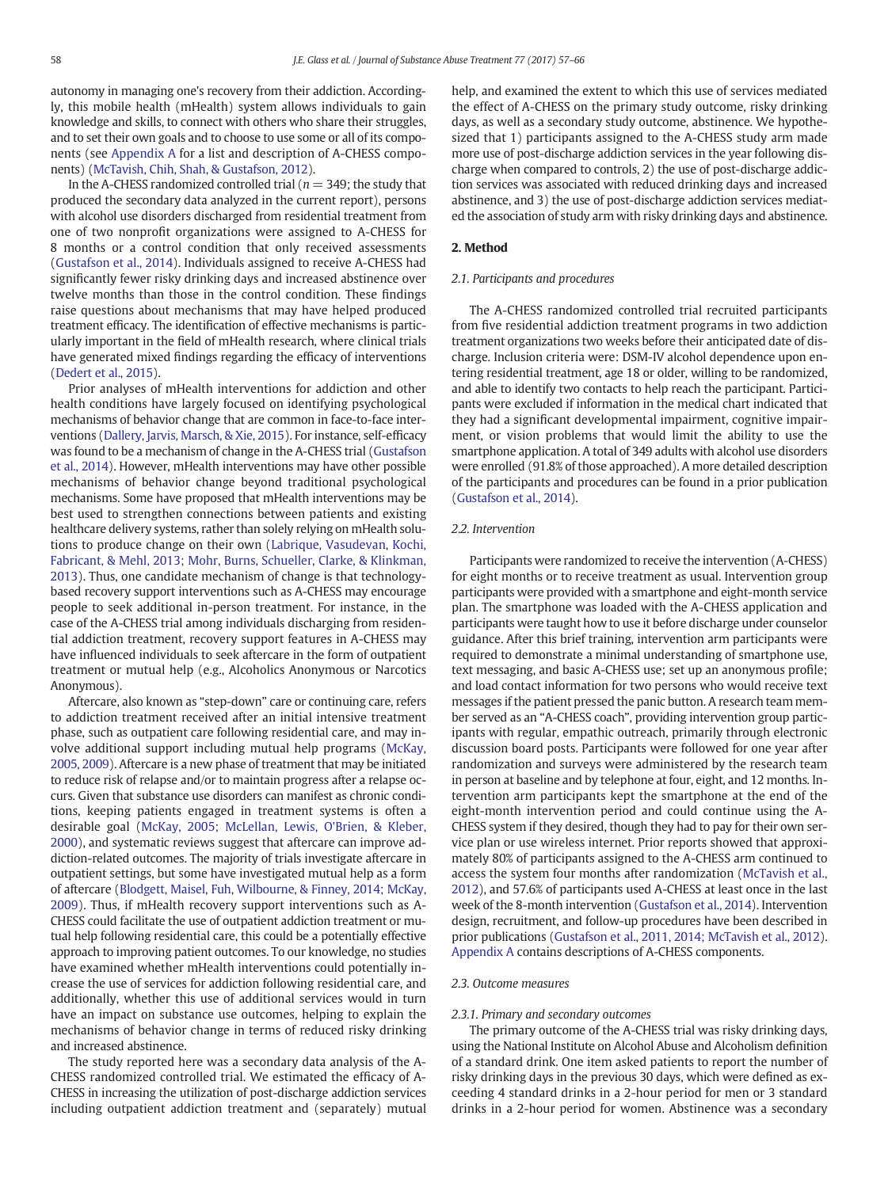autonomy in managing one's recovery from their addiction. Accordingly, this mobile health (mHealth) system allows individuals to gain knowledge and skills, to connect with others who share their struggles, and to set their own goals and to choose to use some or all of its components (see Appendix A for a list and description of A-CHESS components) (McTavish, Chih, Shah, & Gustafson, 2012).

In the A-CHESS randomized controlled trial ($n = 349$; the study that produced the secondary data analyzed in the current report), persons with alcohol use disorders discharged from residential treatment from one of two nonprofit organizations were assigned to A-CHESS for 8 months or a control condition that only received assessments (Gustafson et al., 2014). Individuals assigned to receive A-CHESS had significantly fewer risky drinking days and increased abstinence over twelve months than those in the control condition. These findings raise questions about mechanisms that may have helped produced treatment efficacy. The identification of effective mechanisms is particularly important in the field of mHealth research, where clinical trials have generated mixed findings regarding the efficacy of interventions (Dedert et al., 2015).

Prior analyses of mHealth interventions for addiction and other health conditions have largely focused on identifying psychological mechanisms of behavior change that are common in face-to-face interventions (Dallery, Jarvis, Marsch, & Xie, 2015). For instance, self-efficacy was found to be a mechanism of change in the A-CHESS trial (Gustafson et al., 2014). However, mHealth interventions may have other possible mechanisms of behavior change beyond traditional psychological mechanisms. Some have proposed that mHealth interventions may be best used to strengthen connections between patients and existing healthcare delivery systems, rather than solely relying on mHealth solutions to produce change on their own (Labrique, Vasudevan, Kochi, Fabricant, & Mehl, 2013; Mohr, Burns, Schueller, Clarke, & Klinkman, 2013). Thus, one candidate mechanism of change is that technology-based recovery support interventions such as A-CHESS may encourage people to seek additional in-person treatment. For instance, in the case of the A-CHESS trial among individuals discharging from residential addiction treatment, recovery support features in A-CHESS may have influenced individuals to seek aftercare in the form of outpatient treatment or mutual help (e.g., Alcoholics Anonymous or Narcotics Anonymous).

Aftercare, also known as "step-down" care or continuing care, refers to addiction treatment received after an initial intensive treatment phase, such as outpatient care following residential care, and may involve additional support including mutual help programs (McKay, 2005, 2009). Aftercare is a new phase of treatment that may be initiated to reduce risk of relapse and/or to maintain progress after a relapse occurs. Given that substance use disorders can manifest as chronic conditions, keeping patients engaged in treatment systems is often a desirable goal (McKay, 2005; McLellan, Lewis, O'Brien, & Kleber, 2000), and systematic reviews suggest that aftercare can improve addiction-related outcomes. The majority of trials investigate aftercare in outpatient settings, but some have investigated mutual help as a form of aftercare (Blodgett, Maisel, Fuh, Wilbourne, & Finney, 2014; McKay, 2009). Thus, if mHealth recovery support interventions such as A-CHESS could facilitate the use of outpatient addiction treatment or mutual help following residential care, this could be a potentially effective approach to improving patient outcomes. To our knowledge, no studies have examined whether mHealth interventions could potentially increase the use of services for addiction following residential care, and additionally, whether this use of additional services would in turn have an impact on substance use outcomes, helping to explain the mechanisms of behavior change in terms of reduced risky drinking and increased abstinence.

The study reported here was a secondary data analysis of the A-CHESS randomized controlled trial. We estimated the efficacy of A-CHESS in increasing the utilization of post-discharge addiction services including outpatient addiction treatment and (separately) mutual help, and examined the extent to which this use of services mediated the effect of A-CHESS on the primary study outcome, risky drinking days, as well as a secondary study outcome, abstinence. We hypothesized that 1) participants assigned to the A-CHESS study arm made more use of post-discharge addiction services in the year following discharge when compared to controls, 2) the use of post-discharge addiction services was associated with reduced drinking days and increased abstinence, and 3) the use of post-discharge addiction services mediated the association of study arm with risky drinking days and abstinence.

## 2. Method

### 2.1. Participants and procedures

The A-CHESS randomized controlled trial recruited participants from five residential addiction treatment programs in two addiction treatment organizations two weeks before their anticipated date of discharge. Inclusion criteria were: DSM-IV alcohol dependence upon entering residential treatment, age 18 or older, willing to be randomized, and able to identify two contacts to help reach the participant. Participants were excluded if information in the medical chart indicated that they had a significant developmental impairment, cognitive impairment, or vision problems that would limit the ability to use the smartphone application. A total of 349 adults with alcohol use disorders were enrolled (91.8% of those approached). A more detailed description of the participants and procedures can be found in a prior publication (Gustafson et al., 2014).

### 2.2. Intervention

Participants were randomized to receive the intervention (A-CHESS) for eight months or to receive treatment as usual. Intervention group participants were provided with a smartphone and eight-month service plan. The smartphone was loaded with the A-CHESS application and participants were taught how to use it before discharge under counselor guidance. After this brief training, intervention arm participants were required to demonstrate a minimal understanding of smartphone use, text messaging, and basic A-CHESS use; set up an anonymous profile; and load contact information for two persons who would receive text messages if the patient pressed the panic button. A research team member served as an "A-CHESS coach", providing intervention group participants with regular, empathic outreach, primarily through electronic discussion board posts. Participants were followed for one year after randomization and surveys were administered by the research team in person at baseline and by telephone at four, eight, and 12 months. Intervention arm participants kept the smartphone at the end of the eight-month intervention period and could continue using the A-CHESS system if they desired, though they had to pay for their own service plan or use wireless internet. Prior reports showed that approximately 80% of participants assigned to the A-CHESS arm continued to access the system four months after randomization (McTavish et al., 2012), and 57.6% of participants used A-CHESS at least once in the last week of the 8-month intervention (Gustafson et al., 2014). Intervention design, recruitment, and follow-up procedures have been described in prior publications (Gustafson et al., 2011, 2014; McTavish et al., 2012). Appendix A contains descriptions of A-CHESS components.

### 2.3. Outcome measures

#### 2.3.1. Primary and secondary outcomes

The primary outcome of the A-CHESS trial was risky drinking days, using the National Institute on Alcohol Abuse and Alcoholism definition of a standard drink. One item asked patients to report the number of risky drinking days in the previous 30 days, which were defined as exceeding 4 standard drinks in a 2-hour period for men or 3 standard drinks in a 2-hour period for women. Abstinence was a secondary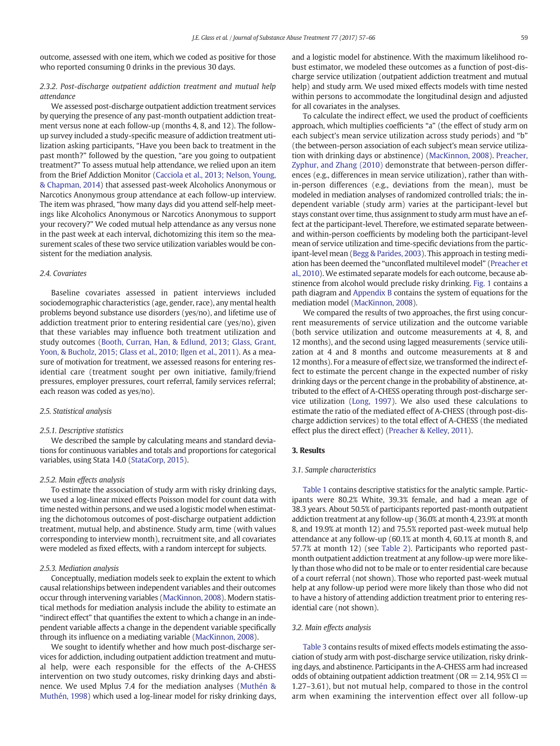outcome, assessed with one item, which we coded as positive for those who reported consuming 0 drinks in the previous 30 days.

#### 2.3.2. Post-discharge outpatient addiction treatment and mutual help attendance

We assessed post-discharge outpatient addiction treatment services by querying the presence of any past-month outpatient addiction treatment versus none at each follow-up (months 4, 8, and 12). The follow-up survey included a study-specific measure of addiction treatment utilization asking participants, "Have you been back to treatment in the past month?" followed by the question, "are you going to outpatient treatment?" To assess mutual help attendance, we relied upon an item from the Brief Addiction Monitor (Cacciola et al., 2013; Nelson, Young, & Chapman, 2014) that assessed past-week Alcoholics Anonymous or Narcotics Anonymous group attendance at each follow-up interview. The item was phrased, "how many days did you attend self-help meetings like Alcoholics Anonymous or Narcotics Anonymous to support your recovery?" We coded mutual help attendance as any versus none in the past week at each interval, dichotomizing this item so the measurement scales of these two service utilization variables would be consistent for the mediation analysis.

### 2.4. Covariates

Baseline covariates assessed in patient interviews included sociodemographic characteristics (age, gender, race), any mental health problems beyond substance use disorders (yes/no), and lifetime use of addiction treatment prior to entering residential care (yes/no), given that these variables may influence both treatment utilization and study outcomes (Booth, Curran, Han, & Edlund, 2013; Glass, Grant, Yoon, & Bucholz, 2015; Glass et al., 2010; Ilgen et al., 2011). As a measure of motivation for treatment, we assessed reasons for entering residential care (treatment sought per own initiative, family/friend pressures, employer pressures, court referral, family services referral; each reason was coded as yes/no).

### 2.5. Statistical analysis

#### 2.5.1. Descriptive statistics

We described the sample by calculating means and standard deviations for continuous variables and totals and proportions for categorical variables, using Stata 14.0 (StataCorp, 2015).

#### 2.5.2. Main effects analysis

To estimate the association of study arm with risky drinking days, we used a log-linear mixed effects Poisson model for count data with time nested within persons, and we used a logistic model when estimating the dichotomous outcomes of post-discharge outpatient addiction treatment, mutual help, and abstinence. Study arm, time (with values corresponding to interview month), recruitment site, and all covariates were modeled as fixed effects, with a random intercept for subjects.

#### 2.5.3. Mediation analysis

Conceptually, mediation models seek to explain the extent to which causal relationships between independent variables and their outcomes occur through intervening variables (MacKinnon, 2008). Modern statistical methods for mediation analysis include the ability to estimate an "indirect effect" that quantifies the extent to which a change in an independent variable affects a change in the dependent variable specifically through its influence on a mediating variable (MacKinnon, 2008).

We sought to identify whether and how much post-discharge services for addiction, including outpatient addiction treatment and mutual help, were each responsible for the effects of the A-CHESS intervention on two study outcomes, risky drinking days and abstinence. We used Mplus 7.4 for the mediation analyses (Muthén & Muthén, 1998) which used a log-linear model for risky drinking days, and a logistic model for abstinence. With the maximum likelihood robust estimator, we modeled these outcomes as a function of post-discharge service utilization (outpatient addiction treatment and mutual help) and study arm. We used mixed effects models with time nested within persons to accommodate the longitudinal design and adjusted for all covariates in the analyses.

To calculate the indirect effect, we used the product of coefficients approach, which multiplies coefficients "a" (the effect of study arm on each subject's mean service utilization across study periods) and "b" (the between-person association of each subject's mean service utilization with drinking days or abstinence) (MacKinnon, 2008). Preacher, Zyphur, and Zhang (2010) demonstrate that between-person differences (e.g., differences in mean service utilization), rather than within-person differences (e.g., deviations from the mean), must be modeled in mediation analyses of randomized controlled trials; the independent variable (study arm) varies at the participant-level but stays constant over time, thus assignment to study arm must have an effect at the participant-level. Therefore, we estimated separate between- and within-person coefficients by modeling both the participant-level mean of service utilization and time-specific deviations from the participant-level mean (Begg & Parides, 2003). This approach in testing mediation has been deemed the "unconflated multilevel model" (Preacher et al., 2010). We estimated separate models for each outcome, because abstinence from alcohol would preclude risky drinking. Fig. 1 contains a path diagram and Appendix B contains the system of equations for the mediation model (MacKinnon, 2008).

We compared the results of two approaches, the first using concurrent measurements of service utilization and the outcome variable (both service utilization and outcome measurements at 4, 8, and 12 months), and the second using lagged measurements (service utilization at 4 and 8 months and outcome measurements at 8 and 12 months). For a measure of effect size, we transformed the indirect effect to estimate the percent change in the expected number of risky drinking days or the percent change in the probability of abstinence, attributed to the effect of A-CHESS operating through post-discharge service utilization (Long, 1997). We also used these calculations to estimate the ratio of the mediated effect of A-CHESS (through post-discharge addiction services) to the total effect of A-CHESS (the mediated effect plus the direct effect) (Preacher & Kelley, 2011).

## 3. Results

### 3.1. Sample characteristics

Table 1 contains descriptive statistics for the analytic sample. Participants were 80.2% White, 39.3% female, and had a mean age of 38.3 years. About 50.5% of participants reported past-month outpatient addiction treatment at any follow-up (36.0% at month 4, 23.9% at month 8, and 19.9% at month 12) and 75.5% reported past-week mutual help attendance at any follow-up (60.1% at month 4, 60.1% at month 8, and 57.7% at month 12) (see Table 2). Participants who reported past-month outpatient addiction treatment at any follow-up were more likely than those who did not to be male or to enter residential care because of a court referral (not shown). Those who reported past-week mutual help at any follow-up period were more likely than those who did not to have a history of attending addiction treatment prior to entering residential care (not shown).

### 3.2. Main effects analysis

Table 3 contains results of mixed effects models estimating the association of study arm with post-discharge service utilization, risky drinking days, and abstinence. Participants in the A-CHESS arm had increased odds of obtaining outpatient addiction treatment (OR = 2.14, 95% CI = 1.27–3.61), but not mutual help, compared to those in the control arm when examining the intervention effect over all follow-up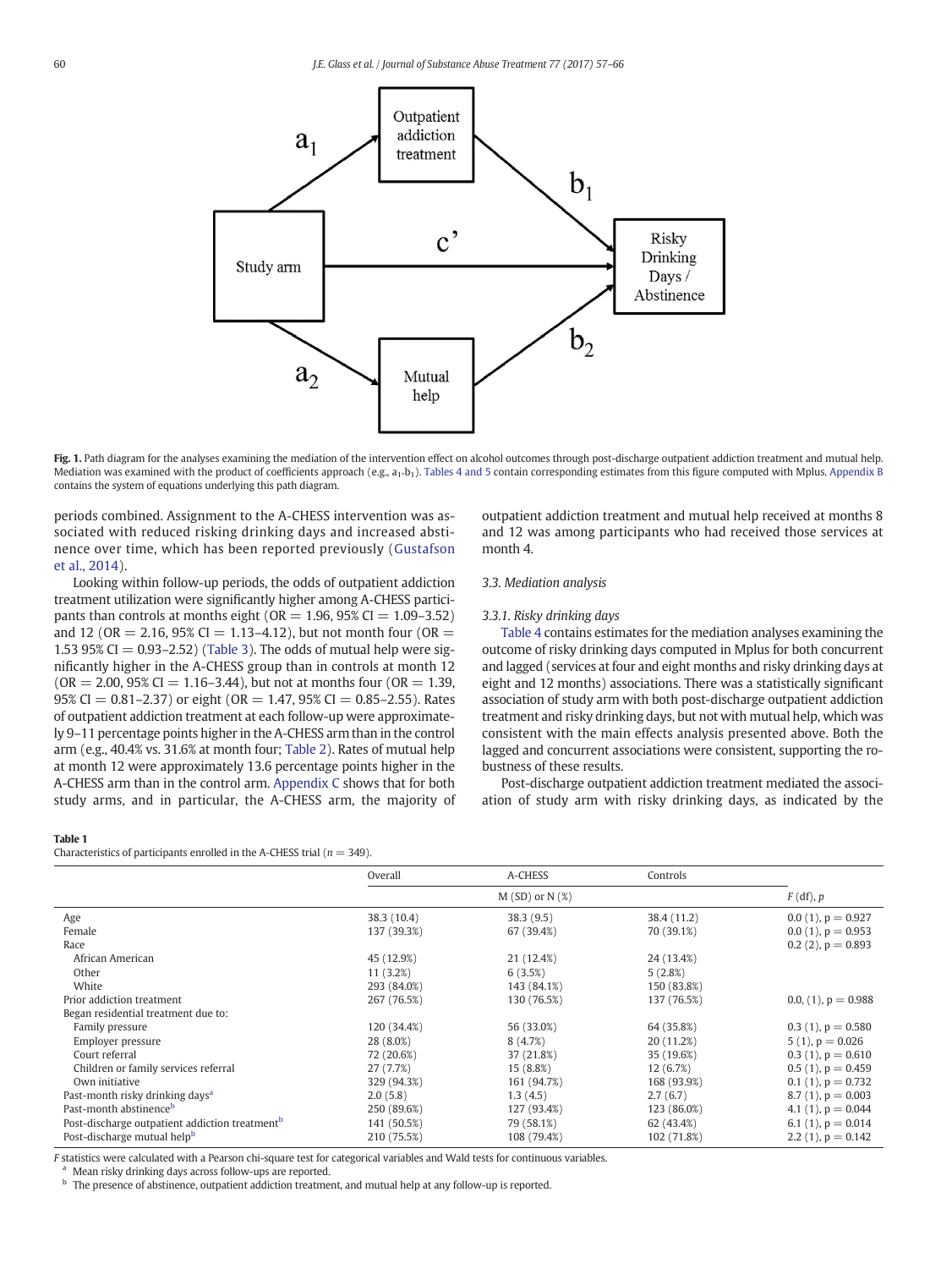Fig. 1. Path diagram for the analyses examining the mediation of the intervention effect on alcohol outcomes through post-discharge outpatient addiction treatment and mutual help. Mediation was examined with the product of coefficients approach (e.g., $a_1 \cdot b_1$). Tables 4 and 5 contain corresponding estimates from this figure computed with Mplus. Appendix B contains the system of equations underlying this path diagram.

periods combined. Assignment to the A-CHESS intervention was associated with reduced risking drinking days and increased abstinence over time, which has been reported previously (Gustafson et al., 2014).

Looking within follow-up periods, the odds of outpatient addiction treatment utilization were significantly higher among A-CHESS participants than controls at months eight (OR = 1.96, 95% CI = 1.09–3.52) and 12 (OR = 2.16, 95% CI = 1.13–4.12), but not month four (OR = 1.53 95% CI = 0.93–2.52) (Table 3). The odds of mutual help were significantly higher in the A-CHESS group than in controls at month 12 (OR = 2.00, 95% CI = 1.16–3.44), but not at months four (OR = 1.39, 95% CI = 0.81–2.37) or eight (OR = 1.47, 95% CI = 0.85–2.55). Rates of outpatient addiction treatment at each follow-up were approximately 9–11 percentage points higher in the A-CHESS arm than in the control arm (e.g., 40.4% vs. 31.6% at month four; Table 2). Rates of mutual help at month 12 were approximately 13.6 percentage points higher in the A-CHESS arm than in the control arm. Appendix C shows that for both study arms, and in particular, the A-CHESS arm, the majority of outpatient addiction treatment and mutual help received at months 8 and 12 was among participants who had received those services at month 4.

### 3.3. Mediation analysis

#### 3.3.1. Risky drinking days

Table 4 contains estimates for the mediation analyses examining the outcome of risky drinking days computed in Mplus for both concurrent and lagged (services at four and eight months and risky drinking days at eight and 12 months) associations. There was a statistically significant association of study arm with both post-discharge outpatient addiction treatment and risky drinking days, but not with mutual help, which was consistent with the main effects analysis presented above. Both the lagged and concurrent associations were consistent, supporting the robustness of these results.

Post-discharge outpatient addiction treatment mediated the association of study arm with risky drinking days, as indicated by the

**Table 1**
Characteristics of participants enrolled in the A-CHESS trial ($n$ = 349).

| | Overall | A-CHESS | Controls | |
|---|---|---|---|---|
| | M (SD) or N (%) | | | $F$ (df), $p$ |
| Age | 38.3 (10.4) | 38.3 (9.5) | 38.4 (11.2) | 0.0 (1), p = 0.927 |
| Female | 137 (39.3%) | 67 (39.4%) | 70 (39.1%) | 0.0 (1), p = 0.953 |
| Race | | | | 0.2 (2), p = 0.893 |
| African American | 45 (12.9%) | 21 (12.4%) | 24 (13.4%) | |
| Other | 11 (3.2%) | 6 (3.5%) | 5 (2.8%) | |
| White | 293 (84.0%) | 143 (84.1%) | 150 (83.8%) | |
| Prior addiction treatment | 267 (76.5%) | 130 (76.5%) | 137 (76.5%) | 0.0, (1), p = 0.988 |
| Began residential treatment due to: | | | | |
| Family pressure | 120 (34.4%) | 56 (33.0%) | 64 (35.8%) | 0.3 (1), p = 0.580 |
| Employer pressure | 28 (8.0%) | 8 (4.7%) | 20 (11.2%) | 5 (1), p = 0.026 |
| Court referral | 72 (20.6%) | 37 (21.8%) | 35 (19.6%) | 0.3 (1), p = 0.610 |
| Children or family services referral | 27 (7.7%) | 15 (8.8%) | 12 (6.7%) | 0.5 (1), p = 0.459 |
| Own initiative | 329 (94.3%) | 161 (94.7%) | 168 (93.9%) | 0.1 (1), p = 0.732 |
| Past-month risky drinking days[a] | 2.0 (5.8) | 1.3 (4.5) | 2.7 (6.7) | 8.7 (1), p = 0.003 |
| Past-month abstinence[b] | 250 (89.6%) | 127 (93.4%) | 123 (86.0%) | 4.1 (1), p = 0.044 |
| Post-discharge outpatient addiction treatment[b] | 141 (50.5%) | 79 (58.1%) | 62 (43.4%) | 6.1 (1), p = 0.014 |
| Post-discharge mutual help[b] | 210 (75.5%) | 108 (79.4%) | 102 (71.8%) | 2.2 (1), p = 0.142 |

$F$ statistics were calculated with a Pearson chi-square test for categorical variables and Wald tests for continuous variables.

[a] Mean risky drinking days across follow-ups are reported.

[b] The presence of abstinence, outpatient addiction treatment, and mutual help at any follow-up is reported.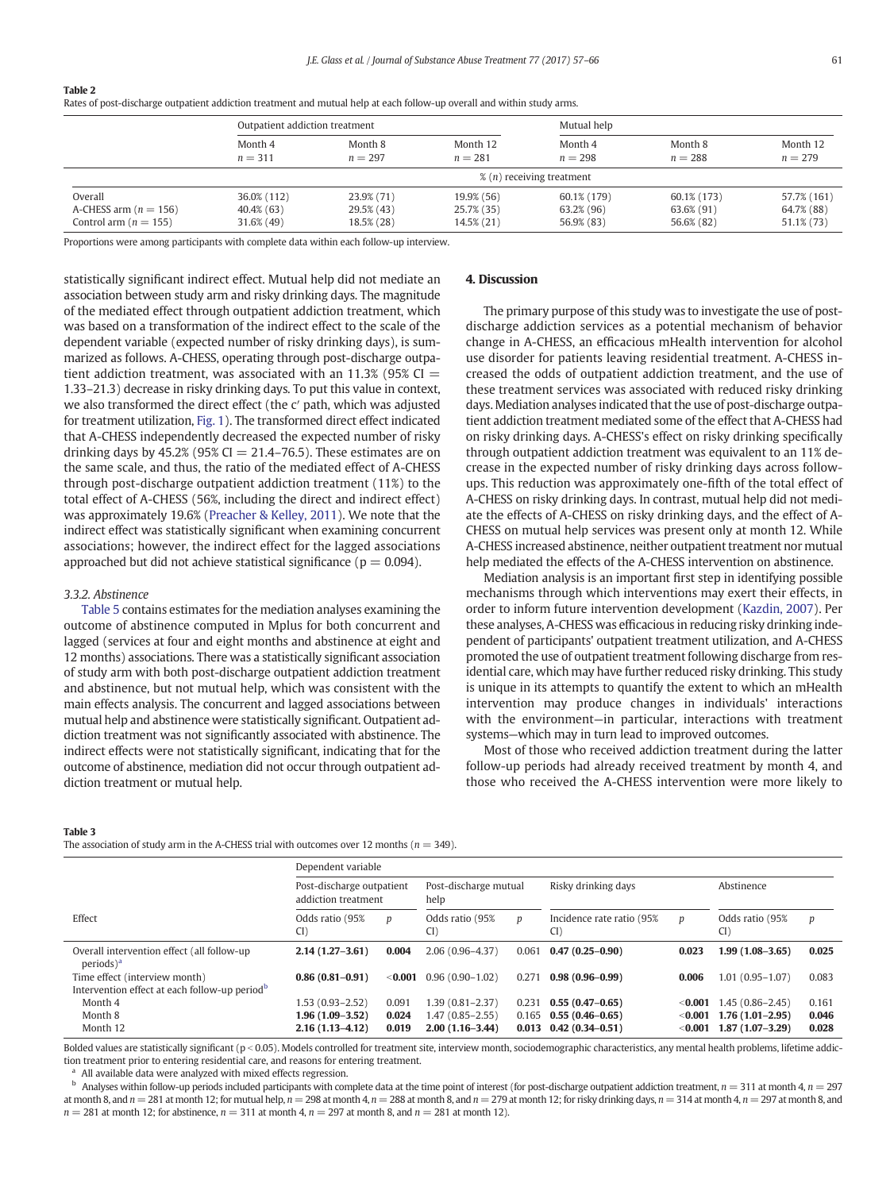**Table 2**
Rates of post-discharge outpatient addiction treatment and mutual help at each follow-up overall and within study arms.

| | Outpatient addiction treatment | | | Mutual help | | |
|---|---|---|---|---|---|---|
| | Month 4 $n = 311$ | Month 8 $n = 297$ | Month 12 $n = 281$ | Month 4 $n = 298$ | Month 8 $n = 288$ | Month 12 $n = 279$ |
| | % (*n*) receiving treatment | | | | | |
| Overall | 36.0% (112) | 23.9% (71) | 19.9% (56) | 60.1% (179) | 60.1% (173) | 57.7% (161) |
| A-CHESS arm ($n = 156$) | 40.4% (63) | 29.5% (43) | 25.7% (35) | 63.2% (96) | 63.6% (91) | 64.7% (88) |
| Control arm ($n = 155$) | 31.6% (49) | 18.5% (28) | 14.5% (21) | 56.9% (83) | 56.6% (82) | 51.1% (73) |

Proportions were among participants with complete data within each follow-up interview.

statistically significant indirect effect. Mutual help did not mediate an association between study arm and risky drinking days. The magnitude of the mediated effect through outpatient addiction treatment, which was based on a transformation of the indirect effect to the scale of the dependent variable (expected number of risky drinking days), is summarized as follows. A-CHESS, operating through post-discharge outpatient addiction treatment, was associated with an 11.3% (95% CI = 1.33–21.3) decrease in risky drinking days. To put this value in context, we also transformed the direct effect (the c′ path, which was adjusted for treatment utilization, Fig. 1). The transformed direct effect indicated that A-CHESS independently decreased the expected number of risky drinking days by 45.2% (95% CI = 21.4–76.5). These estimates are on the same scale, and thus, the ratio of the mediated effect of A-CHESS through post-discharge outpatient addiction treatment (11%) to the total effect of A-CHESS (56%, including the direct and indirect effect) was approximately 19.6% (Preacher & Kelley, 2011). We note that the indirect effect was statistically significant when examining concurrent associations; however, the indirect effect for the lagged associations approached but did not achieve statistical significance ($p = 0.094$).

### 3.3.2. Abstinence

Table 5 contains estimates for the mediation analyses examining the outcome of abstinence computed in Mplus for both concurrent and lagged (services at four and eight months and abstinence at eight and 12 months) associations. There was a statistically significant association of study arm with both post-discharge outpatient addiction treatment and abstinence, but not mutual help, which was consistent with the main effects analysis. The concurrent and lagged associations between mutual help and abstinence were statistically significant. Outpatient addiction treatment was not significantly associated with abstinence. The indirect effects were not statistically significant, indicating that for the outcome of abstinence, mediation did not occur through outpatient addiction treatment or mutual help.

## 4. Discussion

The primary purpose of this study was to investigate the use of post-discharge addiction services as a potential mechanism of behavior change in A-CHESS, an efficacious mHealth intervention for alcohol use disorder for patients leaving residential treatment. A-CHESS increased the odds of outpatient addiction treatment, and the use of these treatment services was associated with reduced risky drinking days. Mediation analyses indicated that the use of post-discharge outpatient addiction treatment mediated some of the effect that A-CHESS had on risky drinking days. A-CHESS's effect on risky drinking specifically through outpatient addiction treatment was equivalent to an 11% decrease in the expected number of risky drinking days across follow-ups. This reduction was approximately one-fifth of the total effect of A-CHESS on risky drinking days. In contrast, mutual help did not mediate the effects of A-CHESS on risky drinking days, and the effect of A-CHESS on mutual help services was present only at month 12. While A-CHESS increased abstinence, neither outpatient treatment nor mutual help mediated the effects of the A-CHESS intervention on abstinence.

Mediation analysis is an important first step in identifying possible mechanisms through which interventions may exert their effects, in order to inform future intervention development (Kazdin, 2007). Per these analyses, A-CHESS was efficacious in reducing risky drinking independent of participants' outpatient treatment utilization, and A-CHESS promoted the use of outpatient treatment following discharge from residential care, which may have further reduced risky drinking. This study is unique in its attempts to quantify the extent to which an mHealth intervention may produce changes in individuals' interactions with the environment—in particular, interactions with treatment systems—which may in turn lead to improved outcomes.

Most of those who received addiction treatment during the latter follow-up periods had already received treatment by month 4, and those who received the A-CHESS intervention were more likely to

**Table 3**
The association of study arm in the A-CHESS trial with outcomes over 12 months ($n = 349$).

| | Dependent variable | | | | | | | |
|---|---|---|---|---|---|---|---|---|
| | Post-discharge outpatient addiction treatment | | Post-discharge mutual help | | Risky drinking days | | Abstinence | |
| Effect | Odds ratio (95% CI) | *p* | Odds ratio (95% CI) | *p* | Incidence rate ratio (95% CI) | *p* | Odds ratio (95% CI) | *p* |
| Overall intervention effect (all follow-up periods)[a] | **2.14 (1.27–3.61)** | **0.004** | 2.06 (0.96–4.37) | 0.061 | **0.47 (0.25–0.90)** | **0.023** | **1.99 (1.08–3.65)** | **0.025** |
| Time effect (interview month) | **0.86 (0.81–0.91)** | **<0.001** | 0.96 (0.90–1.02) | 0.271 | **0.98 (0.96–0.99)** | **0.006** | 1.01 (0.95–1.07) | 0.083 |
| Intervention effect at each follow-up period[b] | | | | | | | | |
| Month 4 | 1.53 (0.93–2.52) | 0.091 | 1.39 (0.81–2.37) | 0.231 | **0.55 (0.47–0.65)** | **<0.001** | 1.45 (0.86–2.45) | 0.161 |
| Month 8 | **1.96 (1.09–3.52)** | **0.024** | 1.47 (0.85–2.55) | 0.165 | **0.55 (0.46–0.65)** | **<0.001** | **1.76 (1.01–2.95)** | **0.046** |
| Month 12 | **2.16 (1.13–4.12)** | **0.019** | **2.00 (1.16–3.44)** | **0.013** | **0.42 (0.34–0.51)** | **<0.001** | **1.87 (1.07–3.29)** | **0.028** |

Bolded values are statistically significant ($p < 0.05$). Models controlled for treatment site, interview month, sociodemographic characteristics, any mental health problems, lifetime addiction treatment prior to entering residential care, and reasons for entering treatment.

[a] All available data were analyzed with mixed effects regression.

[b] Analyses within follow-up periods included participants with complete data at the time point of interest (for post-discharge outpatient addiction treatment, $n = 311$ at month 4, $n = 297$ at month 8, and $n = 281$ at month 12; for mutual help, $n = 298$ at month 4, $n = 288$ at month 8, and $n = 279$ at month 12; for risky drinking days, $n = 314$ at month 4, $n = 297$ at month 8, and $n = 281$ at month 12; for abstinence, $n = 311$ at month 4, $n = 297$ at month 8, and $n = 281$ at month 12).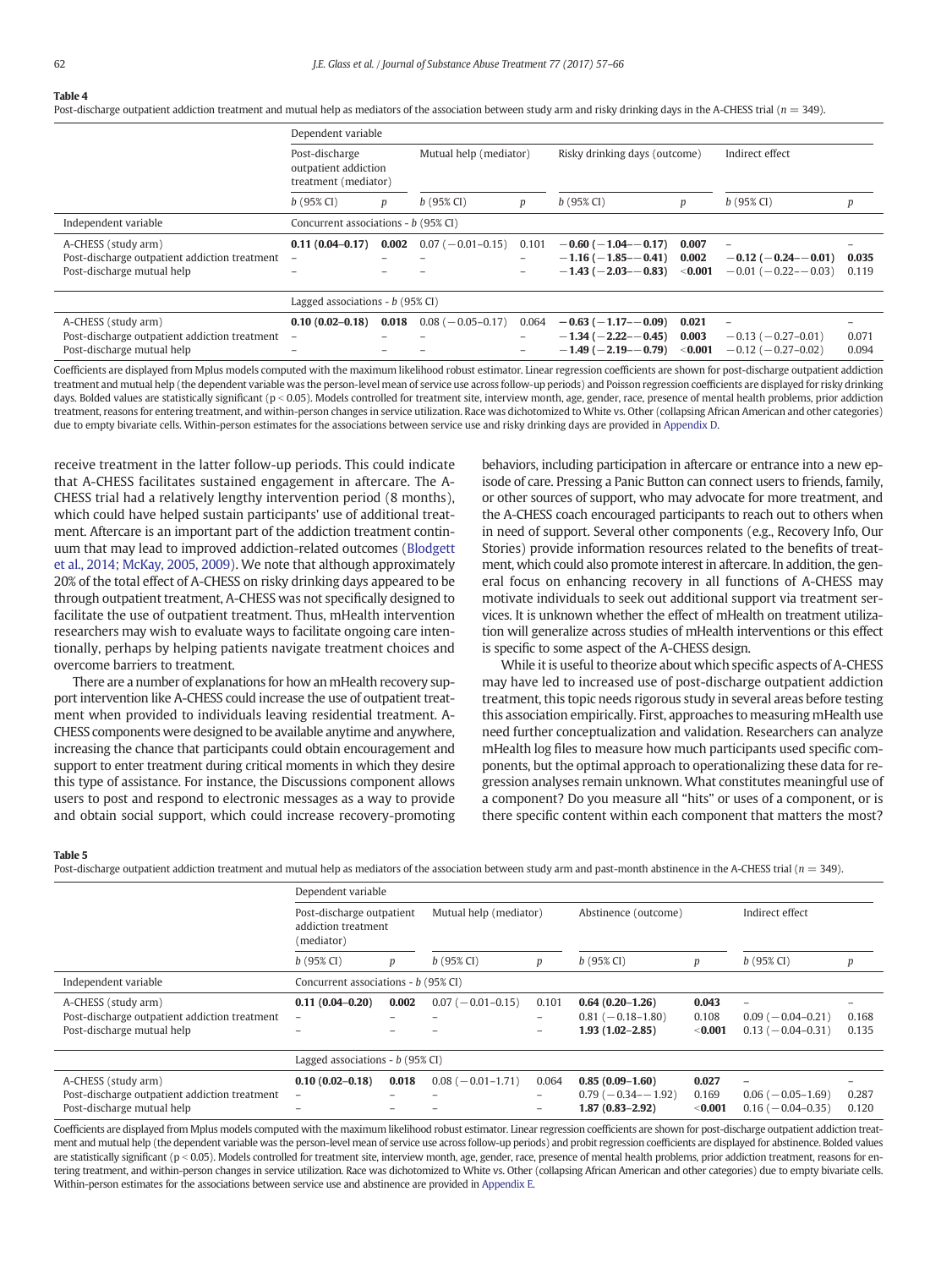**Table 4**

Post-discharge outpatient addiction treatment and mutual help as mediators of the association between study arm and risky drinking days in the A-CHESS trial ($n = 349$).

| | Dependent variable | | | | | | | |
|---|---|---|---|---|---|---|---|---|
| | Post-discharge outpatient addiction treatment (mediator) | | Mutual help (mediator) | | Risky drinking days (outcome) | | Indirect effect | |
| | *b* (95% CI) | *p* | *b* (95% CI) | *p* | *b* (95% CI) | *p* | *b* (95% CI) | *p* |
| Independent variable | Concurrent associations - *b* (95% CI) | | | | | | | |
| A-CHESS (study arm) | **0.11 (0.04–0.17)** | **0.002** | 0.07 (−0.01–0.15) | 0.101 | **−0.60 (−1.04–−0.17)** | **0.007** | – | – |
| Post-discharge outpatient addiction treatment | – | – | – | – | **−1.16 (−1.85–−0.41)** | **0.002** | **−0.12 (−0.24–−0.01)** | **0.035** |
| Post-discharge mutual help | – | – | – | – | **−1.43 (−2.03–−0.83)** | **<0.001** | −0.01 (−0.22–−0.03) | 0.119 |
| | Lagged associations - *b* (95% CI) | | | | | | | |
| A-CHESS (study arm) | **0.10 (0.02–0.18)** | **0.018** | 0.08 (−0.05–0.17) | 0.064 | **−0.63 (−1.17–−0.09)** | **0.021** | – | – |
| Post-discharge outpatient addiction treatment | – | – | – | – | **−1.34 (−2.22–−0.45)** | **0.003** | −0.13 (−0.27–0.01) | 0.071 |
| Post-discharge mutual help | – | – | – | – | **−1.49 (−2.19–−0.79)** | **<0.001** | −0.12 (−0.27–0.02) | 0.094 |

Coefficients are displayed from Mplus models computed with the maximum likelihood robust estimator. Linear regression coefficients are shown for post-discharge outpatient addiction treatment and mutual help (the dependent variable was the person-level mean of service use across follow-up periods) and Poisson regression coefficients are displayed for risky drinking days. Bolded values are statistically significant ($p < 0.05$). Models controlled for treatment site, interview month, age, gender, race, presence of mental health problems, prior addiction treatment, reasons for entering treatment, and within-person changes in service utilization. Race was dichotomized to White vs. Other (collapsing African American and other categories) due to empty bivariate cells. Within-person estimates for the associations between service use and risky drinking days are provided in Appendix D.

receive treatment in the latter follow-up periods. This could indicate that A-CHESS facilitates sustained engagement in aftercare. The A-CHESS trial had a relatively lengthy intervention period (8 months), which could have helped sustain participants' use of additional treatment. Aftercare is an important part of the addiction treatment continuum that may lead to improved addiction-related outcomes (Blodgett et al., 2014; McKay, 2005, 2009). We note that although approximately 20% of the total effect of A-CHESS on risky drinking days appeared to be through outpatient treatment, A-CHESS was not specifically designed to facilitate the use of outpatient treatment. Thus, mHealth intervention researchers may wish to evaluate ways to facilitate ongoing care intentionally, perhaps by helping patients navigate treatment choices and overcome barriers to treatment.

There are a number of explanations for how an mHealth recovery support intervention like A-CHESS could increase the use of outpatient treatment when provided to individuals leaving residential treatment. A-CHESS components were designed to be available anytime and anywhere, increasing the chance that participants could obtain encouragement and support to enter treatment during critical moments in which they desire this type of assistance. For instance, the Discussions component allows users to post and respond to electronic messages as a way to provide and obtain social support, which could increase recovery-promoting behaviors, including participation in aftercare or entrance into a new episode of care. Pressing a Panic Button can connect users to friends, family, or other sources of support, who may advocate for more treatment, and the A-CHESS coach encouraged participants to reach out to others when in need of support. Several other components (e.g., Recovery Info, Our Stories) provide information resources related to the benefits of treatment, which could also promote interest in aftercare. In addition, the general focus on enhancing recovery in all functions of A-CHESS may motivate individuals to seek out additional support via treatment services. It is unknown whether the effect of mHealth on treatment utilization will generalize across studies of mHealth interventions or this effect is specific to some aspect of the A-CHESS design.

While it is useful to theorize about which specific aspects of A-CHESS may have led to increased use of post-discharge outpatient addiction treatment, this topic needs rigorous study in several areas before testing this association empirically. First, approaches to measuring mHealth use need further conceptualization and validation. Researchers can analyze mHealth log files to measure how much participants used specific components, but the optimal approach to operationalizing these data for regression analyses remain unknown. What constitutes meaningful use of a component? Do you measure all "hits" or uses of a component, or is there specific content within each component that matters the most?

**Table 5**

Post-discharge outpatient addiction treatment and mutual help as mediators of the association between study arm and past-month abstinence in the A-CHESS trial ($n = 349$).

| | Dependent variable | | | | | | | |
|---|---|---|---|---|---|---|---|---|
| | Post-discharge outpatient addiction treatment (mediator) | | Mutual help (mediator) | | Abstinence (outcome) | | Indirect effect | |
| | *b* (95% CI) | *p* | *b* (95% CI) | *p* | *b* (95% CI) | *p* | *b* (95% CI) | *p* |
| Independent variable | Concurrent associations - *b* (95% CI) | | | | | | | |
| A-CHESS (study arm) | **0.11 (0.04–0.20)** | **0.002** | 0.07 (−0.01–0.15) | 0.101 | **0.64 (0.20–1.26)** | **0.043** | – | – |
| Post-discharge outpatient addiction treatment | – | – | – | – | 0.81 (−0.18–1.80) | 0.108 | 0.09 (−0.04–0.21) | 0.168 |
| Post-discharge mutual help | – | – | – | – | **1.93 (1.02–2.85)** | **<0.001** | 0.13 (−0.04–0.31) | 0.135 |
| | Lagged associations - *b* (95% CI) | | | | | | | |
| A-CHESS (study arm) | **0.10 (0.02–0.18)** | **0.018** | 0.08 (−0.01–1.71) | 0.064 | **0.85 (0.09–1.60)** | **0.027** | – | – |
| Post-discharge outpatient addiction treatment | – | – | – | – | 0.79 (−0.34–−1.92) | 0.169 | 0.06 (−0.05–1.69) | 0.287 |
| Post-discharge mutual help | – | – | – | – | **1.87 (0.83–2.92)** | **<0.001** | 0.16 (−0.04–0.35) | 0.120 |

Coefficients are displayed from Mplus models computed with the maximum likelihood robust estimator. Linear regression coefficients are shown for post-discharge outpatient addiction treatment and mutual help (the dependent variable was the person-level mean of service use across follow-up periods) and probit regression coefficients are displayed for abstinence. Bolded values are statistically significant ($p < 0.05$). Models controlled for treatment site, interview month, age, gender, race, presence of mental health problems, prior addiction treatment, reasons for entering treatment, and within-person changes in service utilization. Race was dichotomized to White vs. Other (collapsing African American and other categories) due to empty bivariate cells. Within-person estimates for the associations between service use and abstinence are provided in Appendix E.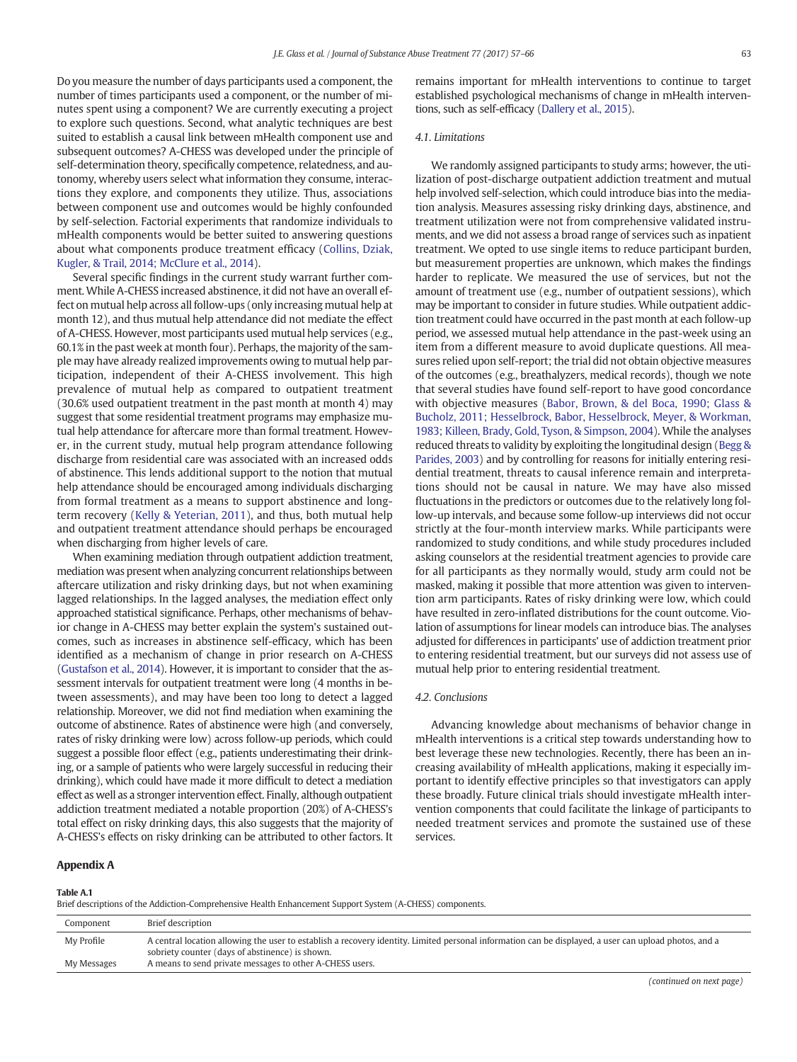Do you measure the number of days participants used a component, the number of times participants used a component, or the number of minutes spent using a component? We are currently executing a project to explore such questions. Second, what analytic techniques are best suited to establish a causal link between mHealth component use and subsequent outcomes? A-CHESS was developed under the principle of self-determination theory, specifically competence, relatedness, and autonomy, whereby users select what information they consume, interactions they explore, and components they utilize. Thus, associations between component use and outcomes would be highly confounded by self-selection. Factorial experiments that randomize individuals to mHealth components would be better suited to answering questions about what components produce treatment efficacy (Collins, Dziak, Kugler, & Trail, 2014; McClure et al., 2014).

Several specific findings in the current study warrant further comment. While A-CHESS increased abstinence, it did not have an overall effect on mutual help across all follow-ups (only increasing mutual help at month 12), and thus mutual help attendance did not mediate the effect of A-CHESS. However, most participants used mutual help services (e.g., 60.1% in the past week at month four). Perhaps, the majority of the sample may have already realized improvements owing to mutual help participation, independent of their A-CHESS involvement. This high prevalence of mutual help as compared to outpatient treatment (30.6% used outpatient treatment in the past month at month 4) may suggest that some residential treatment programs may emphasize mutual help attendance for aftercare more than formal treatment. However, in the current study, mutual help program attendance following discharge from residential care was associated with an increased odds of abstinence. This lends additional support to the notion that mutual help attendance should be encouraged among individuals discharging from formal treatment as a means to support abstinence and long-term recovery (Kelly & Yeterian, 2011), and thus, both mutual help and outpatient treatment attendance should perhaps be encouraged when discharging from higher levels of care.

When examining mediation through outpatient addiction treatment, mediation was present when analyzing concurrent relationships between aftercare utilization and risky drinking days, but not when examining lagged relationships. In the lagged analyses, the mediation effect only approached statistical significance. Perhaps, other mechanisms of behavior change in A-CHESS may better explain the system's sustained outcomes, such as increases in abstinence self-efficacy, which has been identified as a mechanism of change in prior research on A-CHESS (Gustafson et al., 2014). However, it is important to consider that the assessment intervals for outpatient treatment were long (4 months in between assessments), and may have been too long to detect a lagged relationship. Moreover, we did not find mediation when examining the outcome of abstinence. Rates of abstinence were high (and conversely, rates of risky drinking were low) across follow-up periods, which could suggest a possible floor effect (e.g., patients underestimating their drinking, or a sample of patients who were largely successful in reducing their drinking), which could have made it more difficult to detect a mediation effect as well as a stronger intervention effect. Finally, although outpatient addiction treatment mediated a notable proportion (20%) of A-CHESS's total effect on risky drinking days, this also suggests that the majority of A-CHESS's effects on risky drinking can be attributed to other factors. It remains important for mHealth interventions to continue to target established psychological mechanisms of change in mHealth interventions, such as self-efficacy (Dallery et al., 2015).

### 4.1. Limitations

We randomly assigned participants to study arms; however, the utilization of post-discharge outpatient addiction treatment and mutual help involved self-selection, which could introduce bias into the mediation analysis. Measures assessing risky drinking days, abstinence, and treatment utilization were not from comprehensive validated instruments, and we did not assess a broad range of services such as inpatient treatment. We opted to use single items to reduce participant burden, but measurement properties are unknown, which makes the findings harder to replicate. We measured the use of services, but not the amount of treatment use (e.g., number of outpatient sessions), which may be important to consider in future studies. While outpatient addiction treatment could have occurred in the past month at each follow-up period, we assessed mutual help attendance in the past-week using an item from a different measure to avoid duplicate questions. All measures relied upon self-report; the trial did not obtain objective measures of the outcomes (e.g., breathalyzers, medical records), though we note that several studies have found self-report to have good concordance with objective measures (Babor, Brown, & del Boca, 1990; Glass & Bucholz, 2011; Hesselbrock, Babor, Hesselbrock, Meyer, & Workman, 1983; Killeen, Brady, Gold, Tyson, & Simpson, 2004). While the analyses reduced threats to validity by exploiting the longitudinal design (Begg & Parides, 2003) and by controlling for reasons for initially entering residential treatment, threats to causal inference remain and interpretations should not be causal in nature. We may have also missed fluctuations in the predictors or outcomes due to the relatively long follow-up intervals, and because some follow-up interviews did not occur strictly at the four-month interview marks. While participants were randomized to study conditions, and while study procedures included asking counselors at the residential treatment agencies to provide care for all participants as they normally would, study arm could not be masked, making it possible that more attention was given to intervention arm participants. Rates of risky drinking were low, which could have resulted in zero-inflated distributions for the count outcome. Violation of assumptions for linear models can introduce bias. The analyses adjusted for differences in participants' use of addiction treatment prior to entering residential treatment, but our surveys did not assess use of mutual help prior to entering residential treatment.

### 4.2. Conclusions

Advancing knowledge about mechanisms of behavior change in mHealth interventions is a critical step towards understanding how to best leverage these new technologies. Recently, there has been an increasing availability of mHealth applications, making it especially important to identify effective principles so that investigators can apply these broadly. Future clinical trials should investigate mHealth intervention components that could facilitate the linkage of participants to needed treatment services and promote the sustained use of these services.

## Appendix A

**Table A.1**
Brief descriptions of the Addiction-Comprehensive Health Enhancement Support System (A-CHESS) components.

| Component | Brief description |
|---|---|
| My Profile | A central location allowing the user to establish a recovery identity. Limited personal information can be displayed, a user can upload photos, and a sobriety counter (days of abstinence) is shown. |
| My Messages | A means to send private messages to other A-CHESS users. |

(continued on next page)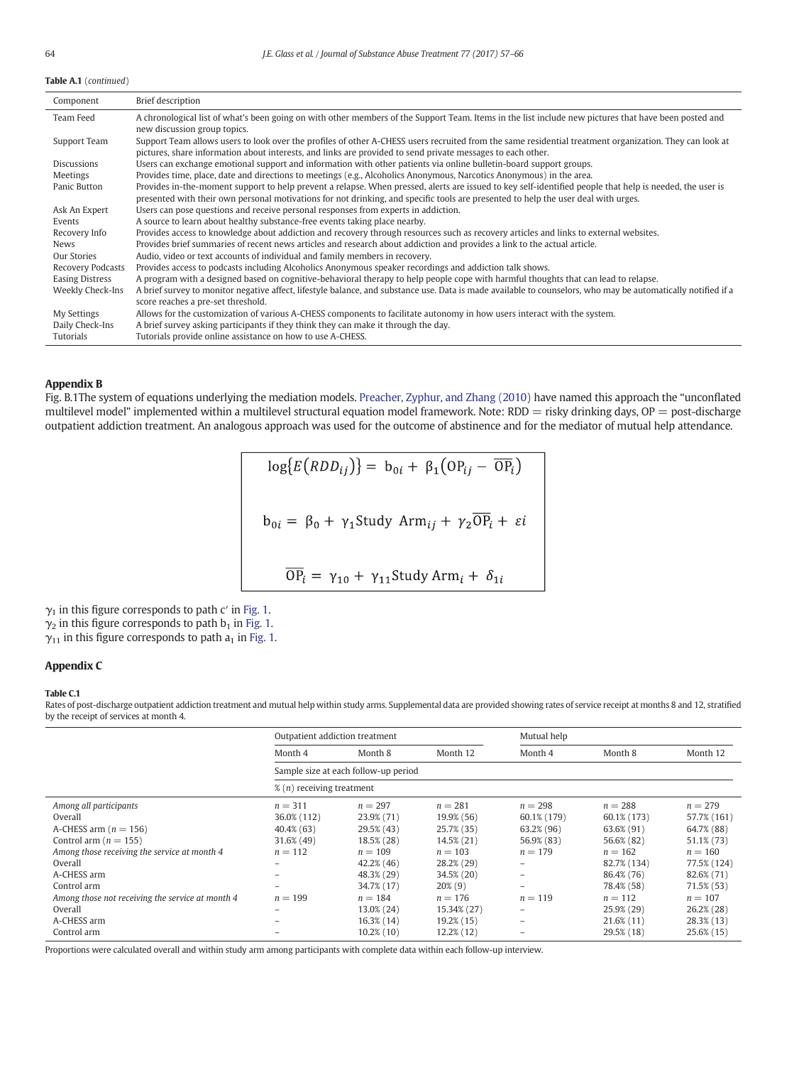**Table A.1** (*continued*)

| Component | Brief description |
|---|---|
| Team Feed | A chronological list of what's been going on with other members of the Support Team. Items in the list include new pictures that have been posted and new discussion group topics. |
| Support Team | Support Team allows users to look over the profiles of other A-CHESS users recruited from the same residential treatment organization. They can look at pictures, share information about interests, and links are provided to send private messages to each other. |
| Discussions | Users can exchange emotional support and information with other patients via online bulletin-board support groups. |
| Meetings | Provides time, place, date and directions to meetings (e.g., Alcoholics Anonymous, Narcotics Anonymous) in the area. |
| Panic Button | Provides in-the-moment support to help prevent a relapse. When pressed, alerts are issued to key self-identified people that help is needed, the user is presented with their own personal motivations for not drinking, and specific tools are presented to help the user deal with urges. |
| Ask An Expert | Users can pose questions and receive personal responses from experts in addiction. |
| Events | A source to learn about healthy substance-free events taking place nearby. |
| Recovery Info | Provides access to knowledge about addiction and recovery through resources such as recovery articles and links to external websites. |
| News | Provides brief summaries of recent news articles and research about addiction and provides a link to the actual article. |
| Our Stories | Audio, video or text accounts of individual and family members in recovery. |
| Recovery Podcasts | Provides access to podcasts including Alcoholics Anonymous speaker recordings and addiction talk shows. |
| Easing Distress | A program with a designed based on cognitive-behavioral therapy to help people cope with harmful thoughts that can lead to relapse. |
| Weekly Check-Ins | A brief survey to monitor negative affect, lifestyle balance, and substance use. Data is made available to counselors, who may be automatically notified if a score reaches a pre-set threshold. |
| My Settings | Allows for the customization of various A-CHESS components to facilitate autonomy in how users interact with the system. |
| Daily Check-Ins | A brief survey asking participants if they think they can make it through the day. |
| Tutorials | Tutorials provide online assistance on how to use A-CHESS. |

## Appendix B

Fig. B.1The system of equations underlying the mediation models. Preacher, Zyphur, and Zhang (2010) have named this approach the "unconflated multilevel model" implemented within a multilevel structural equation model framework. Note: RDD = risky drinking days, OP = post-discharge outpatient addiction treatment. An analogous approach was used for the outcome of abstinence and for the mediator of mutual help attendance.

$$\log\{E(RDD_{ij})\} = b_{0i} + \beta_1(\mathrm{OP}_{ij} - \overline{\mathrm{OP}}_i)$$

$$b_{0i} = \beta_0 + \gamma_1 \text{Study Arm}_{ij} + \gamma_2 \overline{\mathrm{OP}}_i + \varepsilon i$$

$$\overline{\mathrm{OP}}_i = \gamma_{10} + \gamma_{11} \text{Study Arm}_i + \delta_{1i}$$

$\gamma_1$ in this figure corresponds to path c′ in Fig. 1.
$\gamma_2$ in this figure corresponds to path $b_1$ in Fig. 1.
$\gamma_{11}$ in this figure corresponds to path $a_1$ in Fig. 1.

## Appendix C

**Table C.1**
Rates of post-discharge outpatient addiction treatment and mutual help within study arms. Supplemental data are provided showing rates of service receipt at months 8 and 12, stratified by the receipt of services at month 4.

| | Outpatient addiction treatment | | | Mutual help | | |
|---|---|---|---|---|---|---|
| | Month 4 | Month 8 | Month 12 | Month 4 | Month 8 | Month 12 |
| | Sample size at each follow-up period | | | | | |
| | % (*n*) receiving treatment | | | | | |
| *Among all participants* | $n = 311$ | $n = 297$ | $n = 281$ | $n = 298$ | $n = 288$ | $n = 279$ |
| Overall | 36.0% (112) | 23.9% (71) | 19.9% (56) | 60.1% (179) | 60.1% (173) | 57.7% (161) |
| A-CHESS arm ($n = 156$) | 40.4% (63) | 29.5% (43) | 25.7% (35) | 63.2% (96) | 63.6% (91) | 64.7% (88) |
| Control arm ($n = 155$) | 31.6% (49) | 18.5% (28) | 14.5% (21) | 56.9% (83) | 56.6% (82) | 51.1% (73) |
| *Among those receiving the service at month 4* | $n = 112$ | $n = 109$ | $n = 103$ | $n = 179$ | $n = 162$ | $n = 160$ |
| Overall | – | 42.2% (46) | 28.2% (29) | – | 82.7% (134) | 77.5% (124) |
| A-CHESS arm | – | 48.3% (29) | 34.5% (20) | – | 86.4% (76) | 82.6% (71) |
| Control arm | – | 34.7% (17) | 20% (9) | – | 78.4% (58) | 71.5% (53) |
| *Among those not receiving the service at month 4* | $n = 199$ | $n = 184$ | $n = 176$ | $n = 119$ | $n = 112$ | $n = 107$ |
| Overall | – | 13.0% (24) | 15.34% (27) | – | 25.9% (29) | 26.2% (28) |
| A-CHESS arm | – | 16.3% (14) | 19.2% (15) | – | 21.6% (11) | 28.3% (13) |
| Control arm | – | 10.2% (10) | 12.2% (12) | – | 29.5% (18) | 25.6% (15) |

Proportions were calculated overall and within study arm among participants with complete data within each follow-up interview.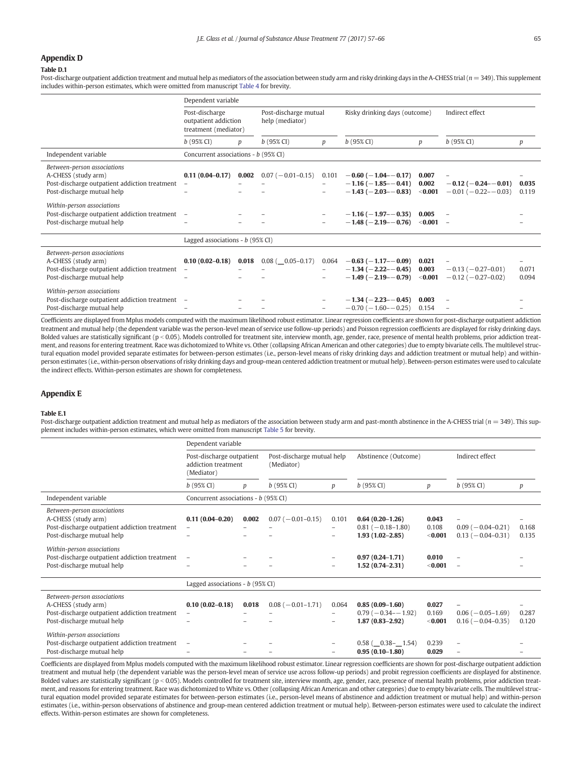## Appendix D

**Table D.1**

Post-discharge outpatient addiction treatment and mutual help as mediators of the association between study arm and risky drinking days in the A-CHESS trial ($n = 349$). This supplement includes within-person estimates, which were omitted from manuscript Table 4 for brevity.

| | Dependent variable | | | | | | | |
|---|---|---|---|---|---|---|---|---|
| | Post-discharge outpatient addiction treatment (mediator) | | Post-discharge mutual help (mediator) | | Risky drinking days (outcome) | | Indirect effect | |
| | *b* (95% CI) | *p* | *b* (95% CI) | *p* | *b* (95% CI) | *p* | *b* (95% CI) | *p* |
| Independent variable | Concurrent associations - *b* (95% CI) | | | | | | | |
| *Between-person associations* | | | | | | | | |
| A-CHESS (study arm) | **0.11 (0.04–0.17)** | **0.002** | 0.07 (−0.01–0.15) | 0.101 | **−0.60 (−1.04–−0.17)** | **0.007** | – | – |
| Post-discharge outpatient addiction treatment | – | – | – | – | **−1.16 (−1.85–−0.41)** | **0.002** | **−0.12 (−0.24–−0.01)** | **0.035** |
| Post-discharge mutual help | – | – | – | – | **−1.43 (−2.03–−0.83)** | **<0.001** | −0.01 (−0.22–−0.03) | 0.119 |
| *Within-person associations* | | | | | | | | |
| Post-discharge outpatient addiction treatment | – | – | – | – | **−1.16 (−1.97–−0.35)** | **0.005** | – | – |
| Post-discharge mutual help | – | – | – | – | **−1.48 (−2.19–−0.76)** | **<0.001** | – | – |
| | Lagged associations - *b* (95% CI) | | | | | | | |
| *Between-person associations* | | | | | | | | |
| A-CHESS (study arm) | **0.10 (0.02–0.18)** | **0.018** | 0.08 (__0.05–0.17) | 0.064 | **−0.63 (−1.17–−0.09)** | **0.021** | – | – |
| Post-discharge outpatient addiction treatment | – | – | – | – | **−1.34 (−2.22–−0.45)** | **0.003** | −0.13 (−0.27–0.01) | 0.071 |
| Post-discharge mutual help | – | – | – | – | **−1.49 (−2.19–−0.79)** | **<0.001** | −0.12 (−0.27–0.02) | 0.094 |
| *Within-person associations* | | | | | | | | |
| Post-discharge outpatient addiction treatment | – | – | – | – | **−1.34 (−2.23–−0.45)** | **0.003** | – | – |
| Post-discharge mutual help | – | – | – | – | −0.70 (−1.60–−0.25) | 0.154 | – | – |

Coefficients are displayed from Mplus models computed with the maximum likelihood robust estimator. Linear regression coefficients are shown for post-discharge outpatient addiction treatment and mutual help (the dependent variable was the person-level mean of service use follow-up periods) and Poisson regression coefficients are displayed for risky drinking days. Bolded values are statistically significant ($p < 0.05$). Models controlled for treatment site, interview month, age, gender, race, presence of mental health problems, prior addiction treatment, and reasons for entering treatment. Race was dichotomized to White vs. Other (collapsing African American and other categories) due to empty bivariate cells. The multilevel structural equation model provided separate estimates for between-person estimates (i.e., person-level means of risky drinking days and addiction treatment or mutual help) and within-person estimates (i.e., within-person observations of risky drinking days and group-mean centered addiction treatment or mutual help). Between-person estimates were used to calculate the indirect effects. Within-person estimates are shown for completeness.

## Appendix E

**Table E.1**

Post-discharge outpatient addiction treatment and mutual help as mediators of the association between study arm and past-month abstinence in the A-CHESS trial ($n = 349$). This supplement includes within-person estimates, which were omitted from manuscript Table 5 for brevity.

| | Dependent variable | | | | | | | |
|---|---|---|---|---|---|---|---|---|
| | Post-discharge outpatient addiction treatment (Mediator) | | Post-discharge mutual help (Mediator) | | Abstinence (Outcome) | | Indirect effect | |
| | *b* (95% CI) | *p* | *b* (95% CI) | *p* | *b* (95% CI) | *p* | *b* (95% CI) | *p* |
| Independent variable | Concurrent associations - *b* (95% CI) | | | | | | | |
| *Between-person associations* | | | | | | | | |
| A-CHESS (study arm) | **0.11 (0.04–0.20)** | **0.002** | 0.07 (−0.01–0.15) | 0.101 | **0.64 (0.20–1.26)** | **0.043** | – | – |
| Post-discharge outpatient addiction treatment | – | – | – | – | 0.81 (−0.18–1.80) | 0.108 | 0.09 (−0.04–0.21) | 0.168 |
| Post-discharge mutual help | – | – | – | – | **1.93 (1.02–2.85)** | **<0.001** | 0.13 (−0.04–0.31) | 0.135 |
| *Within-person associations* | | | | | | | | |
| Post-discharge outpatient addiction treatment | – | – | – | – | **0.97 (0.24–1.71)** | **0.010** | – | – |
| Post-discharge mutual help | – | – | – | – | **1.52 (0.74–2.31)** | **<0.001** | – | – |
| | Lagged associations - *b* (95% CI) | | | | | | | |
| *Between-person associations* | | | | | | | | |
| A-CHESS (study arm) | **0.10 (0.02–0.18)** | **0.018** | 0.08 (−0.01–1.71) | 0.064 | **0.85 (0.09–1.60)** | **0.027** | – | – |
| Post-discharge outpatient addiction treatment | – | – | – | – | 0.79 (−0.34–−1.92) | 0.169 | 0.06 (−0.05–1.69) | 0.287 |
| Post-discharge mutual help | – | – | – | – | **1.87 (0.83–2.92)** | **<0.001** | 0.16 (−0.04–0.35) | 0.120 |
| *Within-person associations* | | | | | | | | |
| Post-discharge outpatient addiction treatment | – | – | – | – | 0.58 (__0.38–__1.54) | 0.239 | – | – |
| Post-discharge mutual help | – | – | – | – | **0.95 (0.10–1.80)** | **0.029** | – | – |

Coefficients are displayed from Mplus models computed with the maximum likelihood robust estimator. Linear regression coefficients are shown for post-discharge outpatient addiction treatment and mutual help (the dependent variable was the person-level mean of service use across follow-up periods) and probit regression coefficients are displayed for abstinence. Bolded values are statistically significant ($p < 0.05$). Models controlled for treatment site, interview month, age, gender, race, presence of mental health problems, prior addiction treatment, and reasons for entering treatment. Race was dichotomized to White vs. Other (collapsing African American and other categories) due to empty bivariate cells. The multilevel structural equation model provided separate estimates for between-person estimates (i.e., person-level means of abstinence and addiction treatment or mutual help) and within-person estimates (i.e., within-person observations of abstinence and group-mean centered addiction treatment or mutual help). Between-person estimates were used to calculate the indirect effects. Within-person estimates are shown for completeness.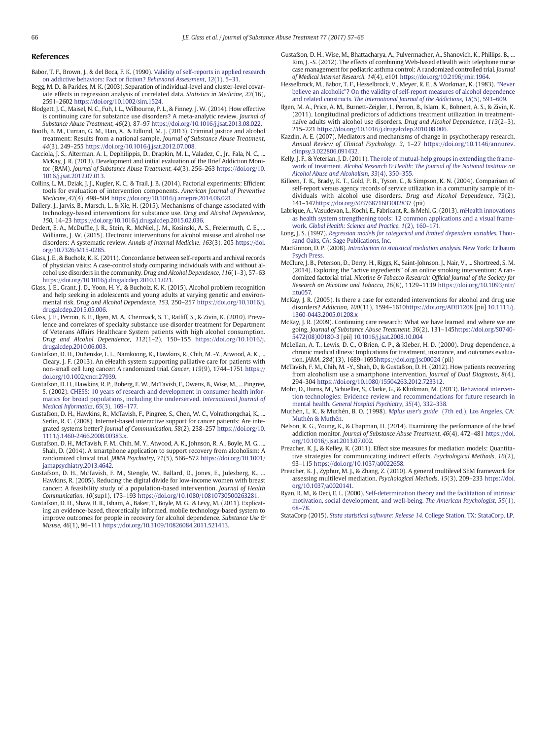## References

Babor, T. F., Brown, J., & del Boca, F. K. (1990). Validity of self-reports in applied research on addictive behaviors: Fact or fiction? *Behavioral Assessment*, *12*(1), 5–31.

Begg, M. D., & Parides, M. K. (2003). Separation of individual-level and cluster-level covariate effects in regression analysis of correlated data. *Statistics in Medicine*, *22*(16), 2591–2602 https://doi.org/10.1002/sim.1524.

Blodgett, J. C., Maisel, N. C., Fuh, I. L., Wilbourne, P. L., & Finney, J. W. (2014). How effective is continuing care for substance use disorders? A meta-analytic review. *Journal of Substance Abuse Treatment*, *46*(2), 87–97 https://doi.org/10.1016/j.jsat.2013.08.022.

Booth, B. M., Curran, G. M., Han, X., & Edlund, M. J. (2013). Criminal justice and alcohol treatment: Results from a national sample. *Journal of Substance Abuse Treatment*, *44*(3), 249–255 https://doi.org/10.1016/j.jsat.2012.07.008.

Cacciola, J. S., Alterman, A. I., Dephilippis, D., Drapkin, M. L., Valadez, C., Jr., Fala, N. C., ... McKay, J. R. (2013). Development and initial evaluation of the Brief Addiction Monitor (BAM). *Journal of Substance Abuse Treatment*, *44*(3), 256–263 https://doi.org/10.1016/j.jsat.2012.07.013.

Collins, L. M., Dziak, J. J., Kugler, K. C., & Trail, J. B. (2014). Factorial experiments: Efficient tools for evaluation of intervention components. *American Journal of Preventive Medicine*, *47*(4), 498–504 https://doi.org/10.1016/j.amepre.2014.06.021.

Dallery, J., Jarvis, B., Marsch, L., & Xie, H. (2015). Mechanisms of change associated with technology-based interventions for substance use. *Drug and Alcohol Dependence*, *150*, 14–23 https://doi.org/10.1016/j.drugalcdep.2015.02.036.

Dedert, E. A., McDuffie, J. R., Stein, R., McNiel, J. M., Kosinski, A. S., Freiermuth, C. E., ... Williams, J. W. (2015). Electronic interventions for alcohol misuse and alcohol use disorders: A systematic review. *Annals of Internal Medicine*, *163*(3), 205 https://doi.org/10.7326/M15-0285.

Glass, J. E., & Bucholz, K. K. (2011). Concordance between self-reports and archival records of physician visits: A case-control study comparing individuals with and without alcohol use disorders in the community. *Drug and Alcohol Dependence*, *116*(1–3), 57–63 https://doi.org/10.1016/j.drugalcdep.2010.11.021.

Glass, J. E., Grant, J. D., Yoon, H. Y., & Bucholz, K. K. (2015). Alcohol problem recognition and help seeking in adolescents and young adults at varying genetic and environmental risk. *Drug and Alcohol Dependence*, *153*, 250–257 https://doi.org/10.1016/j.drugalcdep.2015.05.006.

Glass, J. E., Perron, B. E., Ilgen, M. A., Chermack, S. T., Ratliff, S., & Zivin, K. (2010). Prevalence and correlates of specialty substance use disorder treatment for Department of Veterans Affairs Healthcare System patients with high alcohol consumption. *Drug and Alcohol Dependence*, *112*(1–2), 150–155 https://doi.org/10.1016/j.drugalcdep.2010.06.003.

Gustafson, D. H., DuBenske, L. L., Namkoong, K., Hawkins, R., Chih, M. -Y., Atwood, A. K., ... Cleary, J. F. (2013). An eHealth system supporting palliative care for patients with non-small cell lung cancer: A randomized trial. *Cancer*, *119*(9), 1744–1751 https://doi.org/10.1002/cncr.27939.

Gustafson, D. H., Hawkins, R. P., Boberg, E. W., McTavish, F., Owens, B., Wise, M., ... Pingree, S. (2002). CHESS: 10 years of research and development in consumer health informatics for broad populations, including the underserved. *International Journal of Medical Informatics*, *65*(3), 169–177.

Gustafson, D. H., Hawkins, R., McTavish, F., Pingree, S., Chen, W. C., Volrathongchai, K., ... Serlin, R. C. (2008). Internet-based interactive support for cancer patients: Are integrated systems better? *Journal of Communication*, *58*(2), 238–257 https://doi.org/10.1111/j.1460-2466.2008.00383.x.

Gustafson, D. H., McTavish, F. M., Chih, M. Y., Atwood, A. K., Johnson, R. A., Boyle, M. G., ... Shah, D. (2014). A smartphone application to support recovery from alcoholism: A randomized clinical trial. *JAMA Psychiatry*, *71*(5), 566–572 https://doi.org/10.1001/jamapsychiatry.2013.4642.

Gustafson, D. H., McTavish, F. M., Stengle, W., Ballard, D., Jones, E., Julesberg, K., ... Hawkins, R. (2005). Reducing the digital divide for low-income women with breast cancer: A feasibility study of a population-based intervention. *Journal of Health Communication*, *10*(sup1), 173–193 https://doi.org/10.1080/10810730500263281.

Gustafson, D. H., Shaw, B. R., Isham, A., Baker, T., Boyle, M. G., & Levy, M. (2011). Explicating an evidence-based, theoretically informed, mobile technology-based system to improve outcomes for people in recovery for alcohol dependence. *Substance Use & Misuse*, *46*(1), 96–111 https://doi.org/10.3109/10826084.2011.521413.

Gustafson, D. H., Wise, M., Bhattacharya, A., Pulvermacher, A., Shanovich, K., Phillips, B., ... Kim, J. -S. (2012). The effects of combining Web-based eHealth with telephone nurse case management for pediatric asthma control: A randomized controlled trial. *Journal of Medical Internet Research*, *14*(4), e101 https://doi.org/10.2196/jmir.1964.

Hesselbrock, M., Babor, T. F., Hesselbrock, V., Meyer, R. E., & Workman, K. (1983). "Never believe an alcoholic"? On the validity of self-report measures of alcohol dependence and related constructs. *The International Journal of the Addictions*, *18*(5), 593–609.

Ilgen, M. A., Price, A. M., Burnett-Zeigler, I., Perron, B., Islam, K., Bohnert, A. S., & Zivin, K. (2011). Longitudinal predictors of addictions treatment utilization in treatment-naïve adults with alcohol use disorders. *Drug and Alcohol Dependence*, *113*(2–3), 215–221 https://doi.org/10.1016/j.drugalcdep.2010.08.006.

Kazdin, A. E. (2007). Mediators and mechanisms of change in psychotherapy research. *Annual Review of Clinical Psychology*, *3*, 1–27 https://doi.org/10.1146/annurev.clinpsy.3.022806.091432.

Kelly, J. F., & Yeterian, J. D. (2011). The role of mutual-help groups in extending the framework of treatment. *Alcohol Research & Health: The Journal of the National Institute on Alcohol Abuse and Alcoholism*, *33*(4), 350–355.

Killeen, T. K., Brady, K. T., Gold, P. B., Tyson, C., & Simpson, K. N. (2004). Comparison of self-report versus agency records of service utilization in a community sample of individuals with alcohol use disorders. *Drug and Alcohol Dependence*, *73*(2), 141–147https://doi.org/S0376871603002837 (pii)

Labrique, A., Vasudevan, L., Kochi, E., Fabricant, R., & Mehl, G. (2013). mHealth innovations as health system strengthening tools: 12 common applications and a visual framework. *Global Health: Science and Practice*, *1*(2), 160–171.

Long, J. S. (1997). *Regression models for categorical and limited dependent variables*. Thousand Oaks, CA: Sage Publications, Inc.

MacKinnon, D. P. (2008). *Introduction to statistical mediation analysis*. New York: Erlbaum Psych Press.

McClure, J. B., Peterson, D., Derry, H., Riggs, K., Saint-Johnson, J., Nair, V., ... Shortreed, S. M. (2014). Exploring the "active ingredients" of an online smoking intervention: A randomized factorial trial. *Nicotine & Tobacco Research: Official Journal of the Society for Research on Nicotine and Tobacco*, *16*(8), 1129–1139 https://doi.org/10.1093/ntr/ntu057.

McKay, J. R. (2005). Is there a case for extended interventions for alcohol and drug use disorders? *Addiction*, *100*(11), 1594–1610https://doi.org/ADD1208 [pii] 10.1111/j.1360-0443.2005.01208.x

McKay, J. R. (2009). Continuing care research: What we have learned and where we are going. *Journal of Substance Abuse Treatment*, *36*(2), 131–145https://doi.org/S0740-5472(08)00180-3 [pii] 10.1016/j.jsat.2008.10.004

McLellan, A. T., Lewis, D. C., O'Brien, C. P., & Kleber, H. D. (2000). Drug dependence, a chronic medical illness: Implications for treatment, insurance, and outcomes evaluation. *JAMA*, *284*(13), 1689–1695https://doi.org/jsc00024 (pii)

McTavish, F. M., Chih, M. -Y., Shah, D., & Gustafson, D. H. (2012). How patients recovering from alcoholism use a smartphone intervention. *Journal of Dual Diagnosis*, *8*(4), 294–304 https://doi.org/10.1080/15504263.2012.723312.

Mohr, D., Burns, M., Schueller, S., Clarke, G., & Klinkman, M. (2013). Behavioral intervention technologies: Evidence review and recommendations for future research in mental health. *General Hospital Psychiatry*, *35*(4), 332–338.

Muthén, L. K., & Muthén, B. O. (1998). *Mplus user's guide* (7th ed.). Los Angeles, CA: Muthén & Muthén.

Nelson, K. G., Young, K., & Chapman, H. (2014). Examining the performance of the brief addiction monitor. *Journal of Substance Abuse Treatment*, *46*(4), 472–481 https://doi.org/10.1016/j.jsat.2013.07.002.

Preacher, K. J., & Kelley, K. (2011). Effect size measures for mediation models: Quantitative strategies for communicating indirect effects. *Psychological Methods*, *16*(2), 93–115 https://doi.org/10.1037/a0022658.

Preacher, K. J., Zyphur, M. J., & Zhang, Z. (2010). A general multilevel SEM framework for assessing multilevel mediation. *Psychological Methods*, *15*(3), 209–233 https://doi.org/10.1037/a0020141.

Ryan, R. M., & Deci, E. L. (2000). Self-determination theory and the facilitation of intrinsic motivation, social development, and well-being. *The American Psychologist*, *55*(1), 68–78.

StataCorp (2015). *Stata statistical software: Release 14*. College Station, TX: StataCorp, LP.